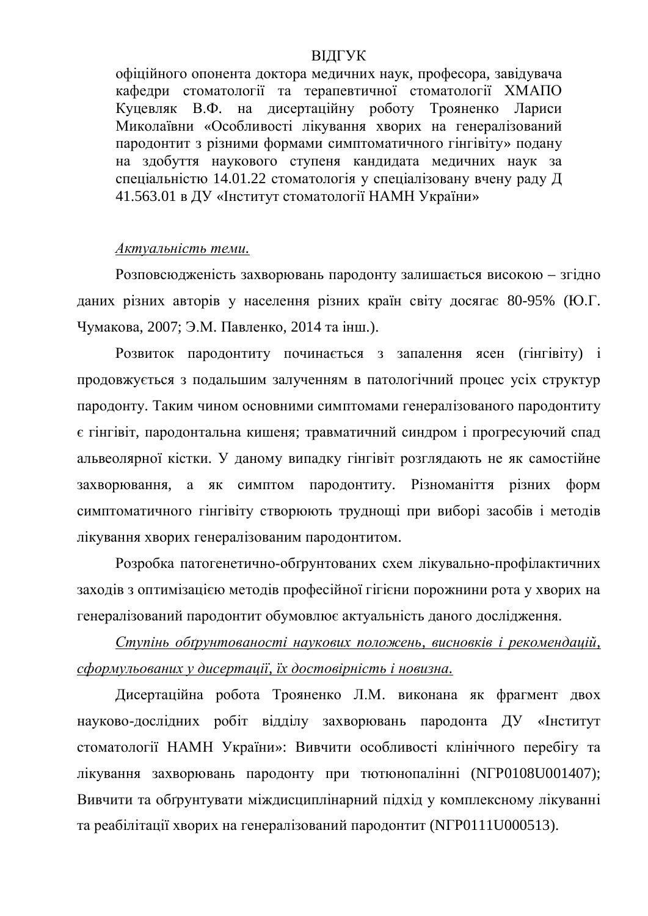# ВІДГУК

офіційного опонента доктора медичних наук, професора, завідувача кафедри стоматології та терапевтичної стоматології ХМАПО Куцевляк В.Ф. на дисертаційну роботу Трояненко Лариси Миколаївни «Особливості лікування хворих на генералізований пародонтит з різними формами симптоматичного гінгівіту» подану на здобуття наукового ступеня кандидата медичних наук за спеціальністю 14.01.22 стоматологія у спеціалізовану вчену раду Д 41.563.01 в ДУ «Інститут стоматології НАМН України»

*Актуальність теми.*

Розповсюдженість захворювань пародонту залишається високою – згідно даних різних авторів у населення різних країн світу досягає 80-95% (Ю.Г. Чумакова, 2007; Э.М. Павленко, 2014 та інш.).

Розвиток пародонтиту починається з запалення ясен (гінгівіту) і продовжується з подальшим залученням в патологічний процес усіх структур пародонту. Таким чином основними симптомами генералізованого пародонтиту є гінгівіт, пародонтальна кишеня; травматичний синдром і прогресуючий спад альвеолярної кістки. У даному випадку гінгівіт розглядають не як самостійне захворювання, а як симптом пародонтиту. Різноманіття різних форм симптоматичного гінгівіту створюють труднощі при виборі засобів і методів лікування хворих генералізованим пародонтитом.

Розробка патогенетично-обґрунтованих схем лікувально-профілактичних заходів з оптимізацією методів професійної гігієни порожнини рота у хворих на генералізований пародонтит обумовлює актуальність даного дослідження.

*Ступінь обґрунтованості наукових положень, висновків і рекомендацій, сформульованих у дисертації, їх достовірність і новизна.*

Дисертаційна робота Трояненко Л.М. виконана як фрагмент двох науково-дослідних робіт відділу захворювань пародонта ДУ «Інститут стоматології НАМН України»: Вивчити особливості клінічного перебігу та лікування захворювань пародонту при тютюнопалінні (NГР0108U001407); Вивчити та обґрунтувати міждисциплінарний підхід у комплексному лікуванні та реабілітації хворих на генералізований пародонтит (NГР0111U000513).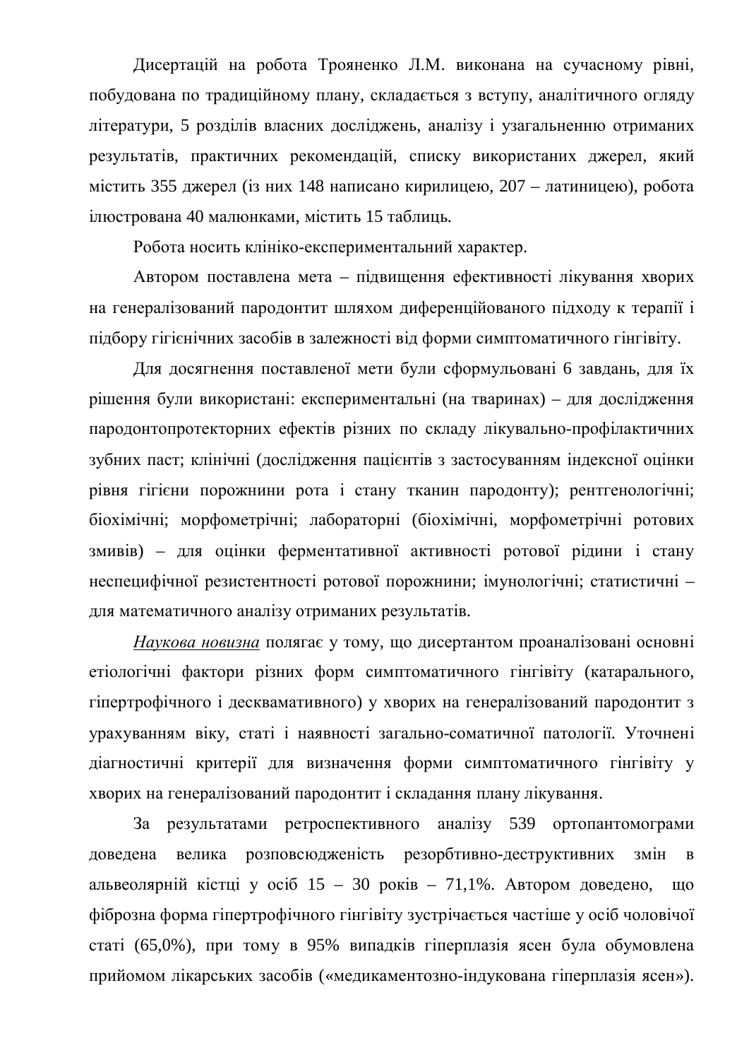Дисертацій на робота Трояненко Л.М. виконана на сучасному рівні, побудована по традиційному плану, складається з вступу, аналітичного огляду літератури, 5 розділів власних досліджень, аналізу і узагальненню отриманих результатів, практичних рекомендацій, списку використаних джерел, який містить 355 джерел (із них 148 написано кирилицею, 207 – латиницею), робота ілюстрована 40 малюнками, містить 15 таблиць.

Робота носить клініко-експериментальний характер.

Автором поставлена мета – підвищення ефективності лікування хворих на генералізований пародонтит шляхом диференційованого підходу к терапії і підбору гігієнічних засобів в залежності від форми симптоматичного гінгівіту.

Для досягнення поставленої мети були сформульовані 6 завдань, для їх рішення були використані: експериментальні (на тваринах) – для дослідження пародонтопротекторних ефектів різних по складу лікувально-профілактичних зубних паст; клінічні (дослідження пацієнтів з застосуванням індексної оцінки рівня гігієни порожнини рота і стану тканин пародонту); рентгенологічні; біохімічні; морфометрічні; лабораторні (біохімічні, морфометрічні ротових змивів) – для оцінки ферментативної активності ротової рідини і стану неспецифічної резистентності ротової порожнини; імунологічні; статистичні – для математичного аналізу отриманих результатів.

*Наукова новизна* полягає у тому, що дисертантом проаналізовані основні етіологічні фактори різних форм симптоматичного гінгівіту (катарального, гіпертрофічного і десквамативного) у хворих на генералізований пародонтит з урахуванням віку, статі і наявності загально-соматичної патології. Уточнені діагностичні критерії для визначення форми симптоматичного гінгівіту у хворих на генералізований пародонтит і складання плану лікування.

За результатами ретроспективного аналізу 539 ортопантомограми доведена велика розповсюдженість резорбтивно-деструктивних змін в альвеолярній кістці у осіб 15 – 30 років – 71,1%. Автором доведено, що фіброзна форма гіпертрофічного гінгівіту зустрічається частіше у осіб чоловічої статі (65,0%), при тому в 95% випадків гіперплазія ясен була обумовлена прийомом лікарських засобів («медикаментозно-індукована гіперплазія ясен»).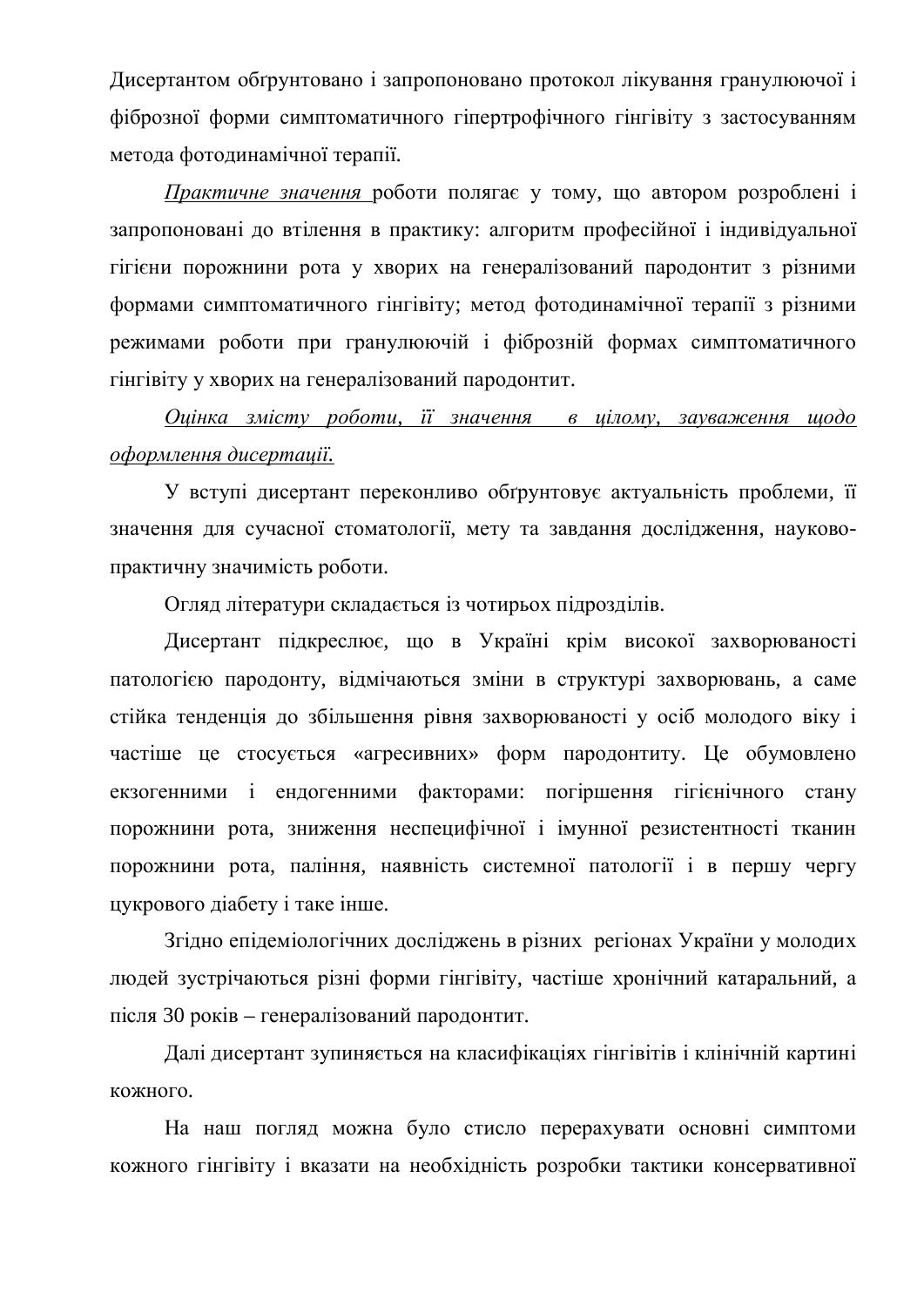Дисертантом обґрунтовано і запропоновано протокол лікування гранулюючої і фіброзної форми симптоматичного гіпертрофічного гінгівіту з застосуванням метода фотодинамічної терапії.

*Практичне значення* роботи полягає у тому, що автором розроблені і запропоновані до втілення в практику: алгоритм професійної і індивідуальної гігієни порожнини рота у хворих на генералізований пародонтит з різними формами симптоматичного гінгівіту; метод фотодинамічної терапії з різними режимами роботи при гранулюючій і фіброзній формах симптоматичного гінгівіту у хворих на генералізований пародонтит.

*Оцінка змісту роботи, її значення в цілому, зауваження щодо оформлення дисертації.*

У вступі дисертант переконливо обґрунтовує актуальність проблеми, її значення для сучасної стоматології, мету та завдання дослідження, науково-практичну значимість роботи.

Огляд літератури складається із чотирьох підрозділів.

Дисертант підкреслює, що в Україні крім високої захворюваності патологією пародонту, відмічаються зміни в структурі захворювань, а саме стійка тенденція до збільшення рівня захворюваності у осіб молодого віку і частіше це стосується «агресивних» форм пародонтиту. Це обумовлено екзогенними і ендогенними факторами: погіршення гігієнічного стану порожнини рота, зниження неспецифічної і імунної резистентності тканин порожнини рота, паління, наявність системної патології і в першу чергу цукрового діабету і таке інше.

Згідно епідеміологічних досліджень в різних регіонах України у молодих людей зустрічаються різні форми гінгівіту, частіше хронічний катаральний, а після 30 років – генералізований пародонтит.

Далі дисертант зупиняється на класифікаціях гінгівітів і клінічній картині кожного.

На наш погляд можна було стисло перерахувати основні симптоми кожного гінгівіту і вказати на необхідність розробки тактики консервативної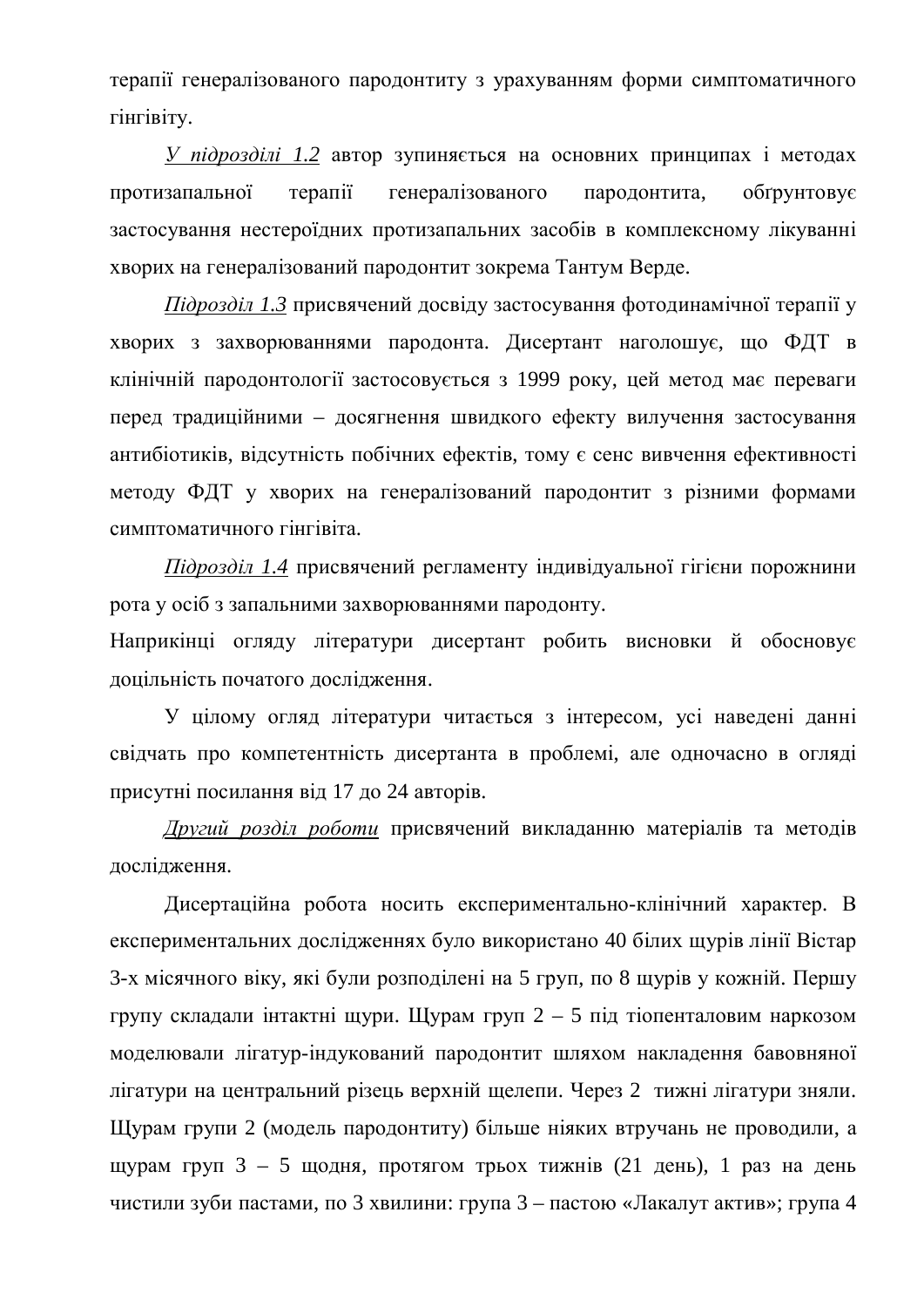терапії генералізованого пародонтиту з урахуванням форми симптоматичного гінгівіту.

<u>*У підрозділі 1.2*</u> автор зупиняється на основних принципах і методах протизапальної терапії генералізованого пародонтита, обґрунтовує застосування нестероїдних протизапальних засобів в комплексному лікуванні хворих на генералізований пародонтит зокрема Тантум Верде.

<u>*Підрозділ 1.3*</u> присвячений досвіду застосування фотодинамічної терапії у хворих з захворюваннями пародонта. Дисертант наголошує, що ФДТ в клінічній пародонтології застосовується з 1999 року, цей метод має переваги перед традиційними – досягнення швидкого ефекту вилучення застосування антибіотиків, відсутність побічних ефектів, тому є сенс вивчення ефективності методу ФДТ у хворих на генералізований пародонтит з різними формами симптоматичного гінгівіта.

<u>*Підрозділ 1.4*</u> присвячений регламенту індивідуальної гігієни порожнини рота у осіб з запальними захворюваннями пародонту.

Наприкінці огляду літератури дисертант робить висновки й обосновує доцільність початого дослідження.

У цілому огляд літератури читається з інтересом, усі наведені данні свідчать про компетентність дисертанта в проблемі, але одночасно в огляді присутні посилання від 17 до 24 авторів.

<u>*Другий розділ роботи*</u> присвячений викладанню матеріалів та методів дослідження.

Дисертаційна робота носить експериментально-клінічний характер. В експериментальних дослідженнях було використано 40 білих щурів лінії Вістар 3-х місячного віку, які були розподілені на 5 груп, по 8 щурів у кожній. Першу групу складали інтактні щури. Щурам груп 2 – 5 під тіопенталовим наркозом моделювали лігатур-індукований пародонтит шляхом накладення бавовняної лігатури на центральний різець верхній щелепи. Через 2 тижні лігатури зняли. Щурам групи 2 (модель пародонтиту) більше ніяких втручань не проводили, а щурам груп 3 – 5 щодня, протягом трьох тижнів (21 день), 1 раз на день чистили зуби пастами, по 3 хвилини: група 3 – пастою «Лакалут актив»; група 4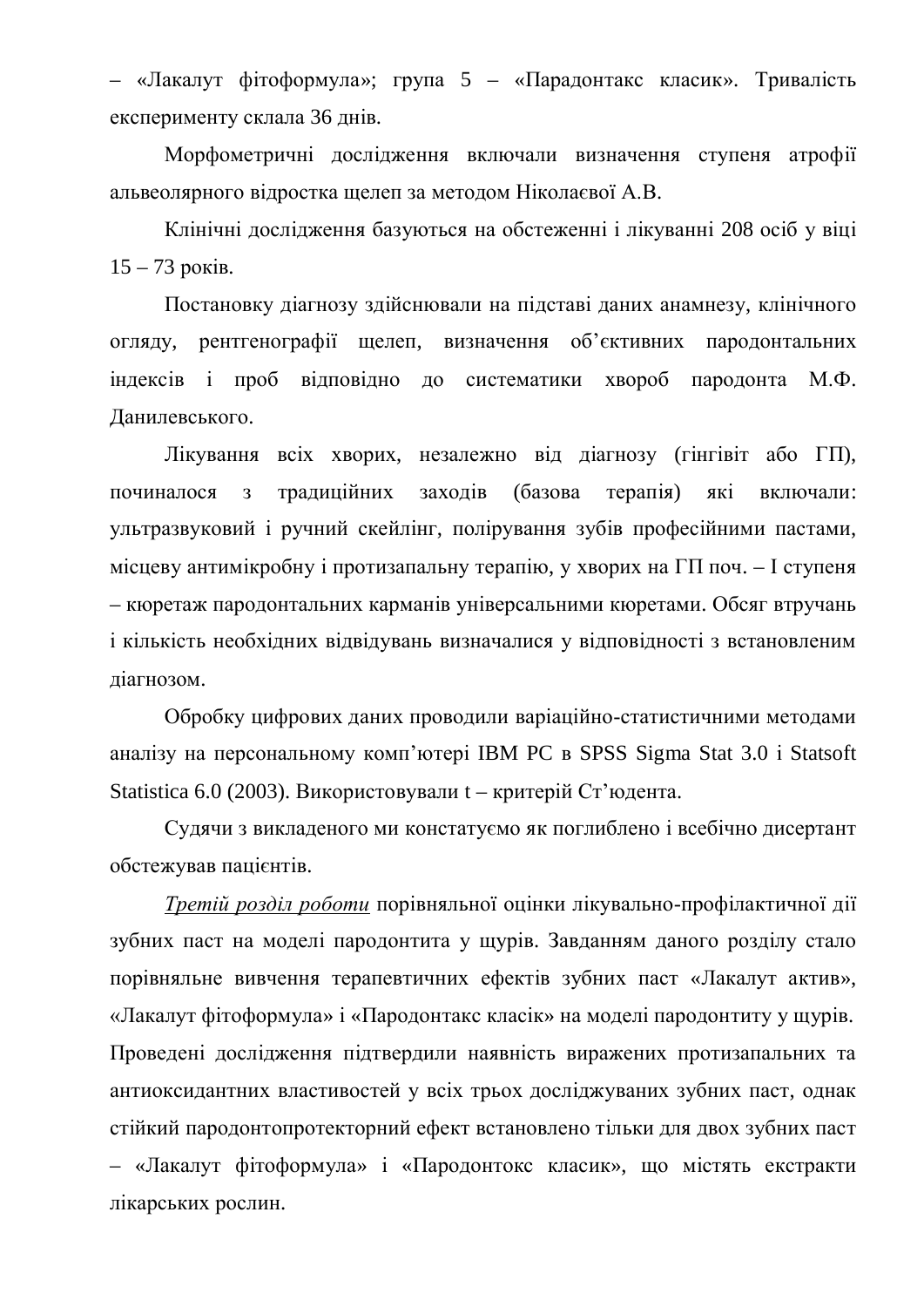– «Лакалут фітоформула»; група 5 – «Парадонтакс класик». Тривалість експерименту склала 36 днів.

Морфометричні дослідження включали визначення ступеня атрофії альвеолярного відростка щелеп за методом Ніколаєвої А.В.

Клінічні дослідження базуються на обстеженні і лікуванні 208 осіб у віці 15 – 73 років.

Постановку діагнозу здійснювали на підставі даних анамнезу, клінічного огляду, рентгенографії щелеп, визначення об'єктивних пародонтальних індексів і проб відповідно до систематики хвороб пародонта М.Ф. Данилевського.

Лікування всіх хворих, незалежно від діагнозу (гінгівіт або ГП), починалося з традиційних заходів (базова терапія) які включали: ультразвуковий і ручний скейлінг, полірування зубів професійними пастами, місцеву антимікробну і протизапальну терапію, у хворих на ГП поч. – І ступеня – кюретаж пародонтальних карманів універсальними кюретами. Обсяг втручань і кількість необхідних відвідувань визначалися у відповідності з встановленим діагнозом.

Обробку цифрових даних проводили варіаційно-статистичними методами аналізу на персональному комп'ютері IBM PC в SPSS Sigma Stat 3.0 і Statsoft Statistica 6.0 (2003). Використовували t – критерій Ст'юдента.

Судячи з викладеного ми констатуємо як поглиблено і всебічно дисертант обстежував пацієнтів.

*Третій розділ роботи* порівняльної оцінки лікувально-профілактичної дії зубних паст на моделі пародонтита у щурів. Завданням даного розділу стало порівняльне вивчення терапевтичних ефектів зубних паст «Лакалут актив», «Лакалут фітоформула» і «Пародонтакс класік» на моделі пародонтиту у щурів. Проведені дослідження підтвердили наявність виражених протизапальних та антиоксидантних властивостей у всіх трьох досліджуваних зубних паст, однак стійкий пародонтопротекторний ефект встановлено тільки для двох зубних паст – «Лакалут фітоформула» і «Пародонтокс класик», що містять екстракти лікарських рослин.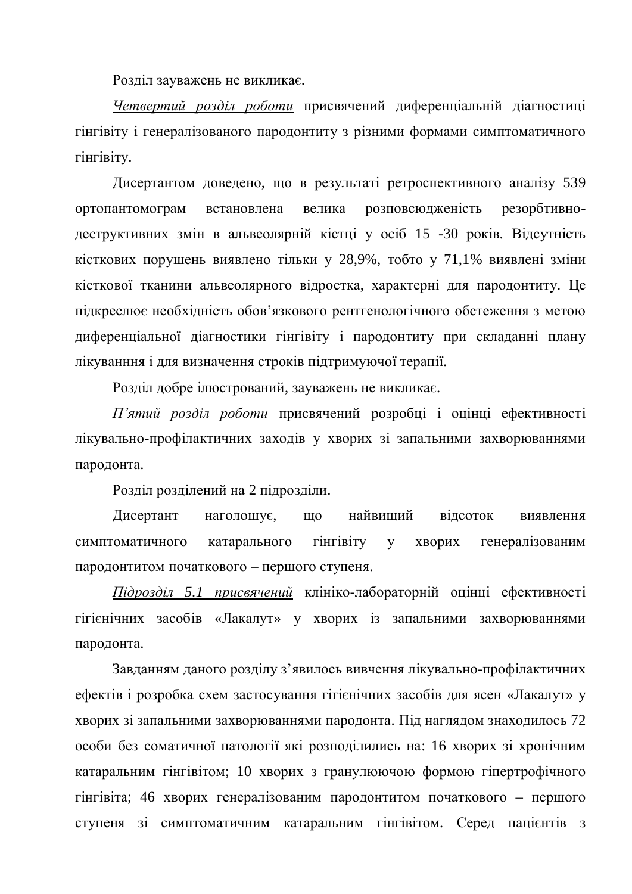Розділ зауважень не викликає.

*Четвертий розділ роботи* присвячений диференціальній діагностиці гінгівіту і генералізованого пародонтиту з різними формами симптоматичного гінгівіту.

Дисертантом доведено, що в результаті ретроспективного аналізу 539 ортопантомограм встановлена велика розповсюдженість резорбтивно-деструктивних змін в альвеолярній кістці у осіб 15 -30 років. Відсутність кісткових порушень виявлено тільки у 28,9%, тобто у 71,1% виявлені зміни кісткової тканини альвеолярного відростка, характерні для пародонтиту. Це підкреслює необхідність обов'язкового рентгенологічного обстеження з метою диференціальної діагностики гінгівіту і пародонтиту при складанні плану лікуванння і для визначення строків підтримуючої терапії.

Розділ добре ілюстрований, зауважень не викликає.

*П'ятий розділ роботи* присвячений розробці і оцінці ефективності лікувально-профілактичних заходів у хворих зі запальними захворюваннями пародонта.

Розділ розділений на 2 підрозділи.

Дисертант наголошує, що найвищий відсоток виявлення симптоматичного катарального гінгівіту у хворих генералізованим пародонтитом початкового – першого ступеня.

*Підрозділ 5.1 присвячений* клініко-лабораторній оцінці ефективності гігієнічних засобів «Лакалут» у хворих із запальними захворюваннями пародонта.

Завданням даного розділу з'явилось вивчення лікувально-профілактичних ефектів і розробка схем застосування гігієнічних засобів для ясен «Лакалут» у хворих зі запальними захворюваннями пародонта. Під наглядом знаходилось 72 особи без соматичної патології які розподілились на: 16 хворих зі хронічним катаральним гінгівітом; 10 хворих з гранулюючою формою гіпертрофічного гінгівіта; 46 хворих генералізованим пародонтитом початкового – першого ступеня зі симптоматичним катаральним гінгівітом. Серед пацієнтів з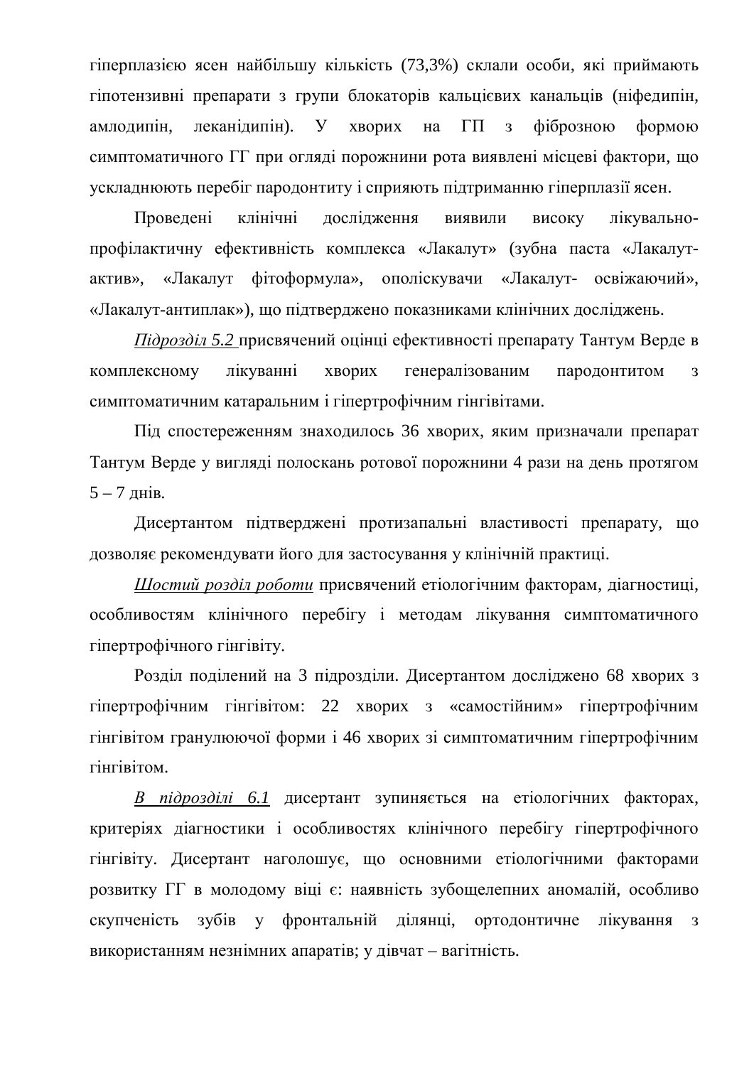гіперплазією ясен найбільшу кількість (73,3%) склали особи, які приймають гіпотензивні препарати з групи блокаторів кальцієвих канальців (ніфедипін, амлодипін, леканідипін). У хворих на ГП з фіброзною формою симптоматичного ГГ при огляді порожнини рота виявлені місцеві фактори, що ускладнюють перебіг пародонтиту і сприяють підтриманню гіперплазії ясен.

Проведені клінічні дослідження виявили високу лікувально-профілактичну ефективність комплекса «Лакалут» (зубна паста «Лакалут-актив», «Лакалут фітоформула», ополіскувачи «Лакалут- освіжаючий», «Лакалут-антиплак»), що підтверджено показниками клінічних досліджень.

*Підрозділ 5.2* присвячений оцінці ефективності препарату Тантум Верде в комплексному лікуванні хворих генералізованим пародонтитом з симптоматичним катаральним і гіпертрофічним гінгівітами.

Під спостереженням знаходилось 36 хворих, яким призначали препарат Тантум Верде у вигляді полоскань ротової порожнини 4 рази на день протягом 5 – 7 днів.

Дисертантом підтверджені протизапальні властивості препарату, що дозволяє рекомендувати його для застосування у клінічній практиці.

*Шостий розділ роботи* присвячений етіологічним факторам, діагностиці, особливостям клінічного перебігу і методам лікування симптоматичного гіпертрофічного гінгівіту.

Розділ поділений на 3 підрозділи. Дисертантом досліджено 68 хворих з гіпертрофічним гінгівітом: 22 хворих з «самостійним» гіпертрофічним гінгівітом гранулюючої форми і 46 хворих зі симптоматичним гіпертрофічним гінгівітом.

*В підрозділі 6.1* дисертант зупиняється на етіологічних факторах, критеріях діагностики і особливостях клінічного перебігу гіпертрофічного гінгівіту. Дисертант наголошує, що основними етіологічними факторами розвитку ГГ в молодому віці є: наявність зубощелепних аномалій, особливо скупченість зубів у фронтальній ділянці, ортодонтичне лікування з використанням незнімних апаратів; у дівчат – вагітність.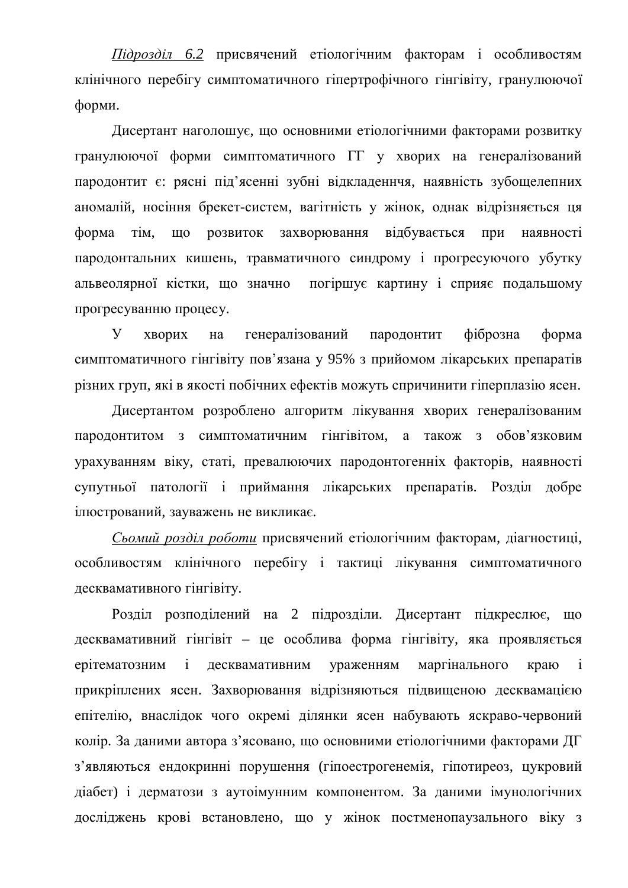*Підрозділ 6.2* присвячений етіологічним факторам і особливостям клінічного перебігу симптоматичного гіпертрофічного гінгівіту, гранулюючої форми.

Дисертант наголошує, що основними етіологічними факторами розвитку гранулюючої форми симптоматичного ГГ у хворих на генералізований пародонтит є: рясні під'ясенні зубні відкладенннчя, наявність зубощелепних аномалій, носіння брекет-систем, вагітність у жінок, однак відрізняється ця форма тім, що розвиток захворювання відбувається при наявності пародонтальних кишень, травматичного синдрому і прогресуючого убутку альвеолярної кістки, що значно погіршує картину і сприяє подальшому прогресуванню процесу.

У хворих на генералізований пародонтит фіброзна форма симптоматичного гінгівіту пов'язана у 95% з прийомом лікарських препаратів різних груп, які в якості побічних ефектів можуть спричинити гіперплазію ясен.

Дисертантом розроблено алгоритм лікування хворих генералізованим пародонтитом з симптоматичним гінгівітом, а також з обов'язковим урахуванням віку, статі, превалюючих пародонтогенніх факторів, наявності супутньої патології і приймання лікарських препаратів. Розділ добре ілюстрований, зауважень не викликає.

*Сьомий розділ роботи* присвячений етіологічним факторам, діагностиці, особливостям клінічного перебігу і тактиці лікування симптоматичного десквамативного гінгівіту.

Розділ розподілений на 2 підрозділи. Дисертант підкреслює, що десквамативний гінгівіт – це особлива форма гінгівіту, яка проявляється ерітематозним і десквамативним ураженням маргінального краю і прикріплених ясен. Захворювання відрізняються підвищеною десквамацією епітелію, внаслідок чого окремі ділянки ясен набувають яскраво-червоний колір. За даними автора з'ясовано, що основними етіологічними факторами ДГ з'являються ендокринні порушення (гіпоестрогенемія, гіпотиреоз, цукровий діабет) і дерматози з аутоімунним компонентом. За даними імунологічних досліджень крові встановлено, що у жінок постменопаузального віку з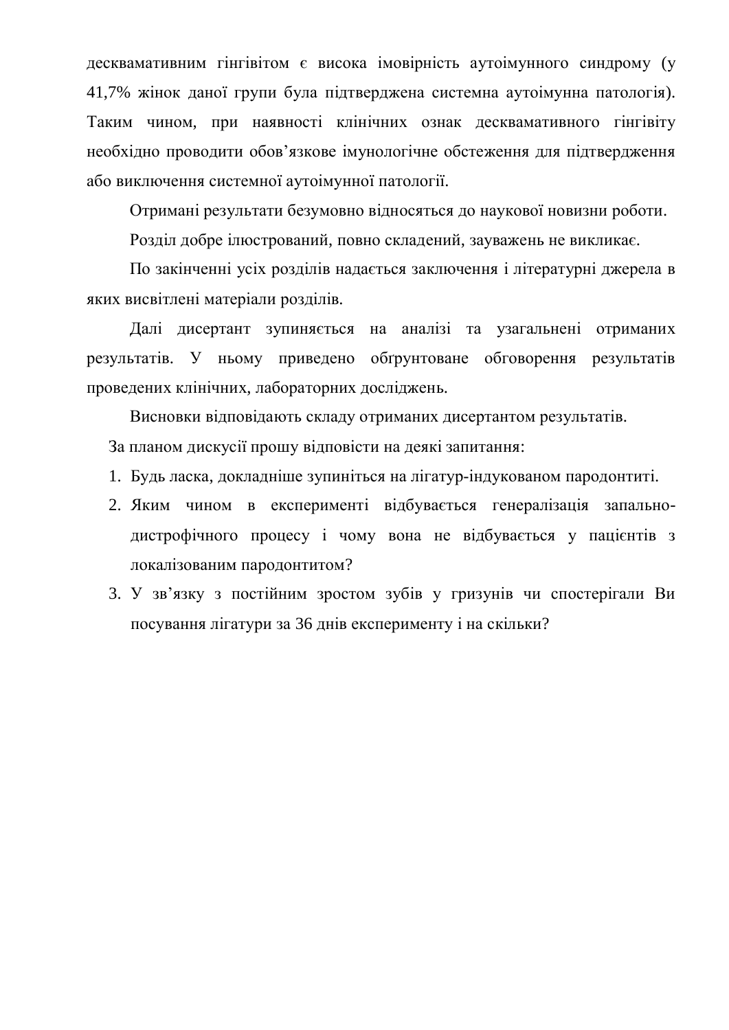десквамативним гінгівітом є висока імовірність аутоімунного синдрому (у 41,7% жінок даної групи була підтверджена системна аутоімунна патологія). Таким чином, при наявності клінічних ознак десквамативного гінгівіту необхідно проводити обов'язкове імунологічне обстеження для підтвердження або виключення системної аутоімунної патології.

Отримані результати безумовно відносяться до наукової новизни роботи.

Розділ добре ілюстрований, повно складений, зауважень не викликає.

По закінченні усіх розділів надається заключення і літературні джерела в яких висвітлені матеріали розділів.

Далі дисертант зупиняється на аналізі та узагальнені отриманих результатів. У ньому приведено обґрунтоване обговорення результатів проведених клінічних, лабораторних досліджень.

Висновки відповідають складу отриманих дисертантом результатів.

За планом дискусії прошу відповісти на деякі запитання:

1. Будь ласка, докладніше зупиніться на лігатур-індукованом пародонтиті.
2. Яким чином в експерименті відбувається генералізація запально-дистрофічного процесу і чому вона не відбувається у пацієнтів з локалізованим пародонтитом?
3. У зв'язку з постійним зростом зубів у гризунів чи спостерігали Ви посування лігатури за 36 днів експерименту і на скільки?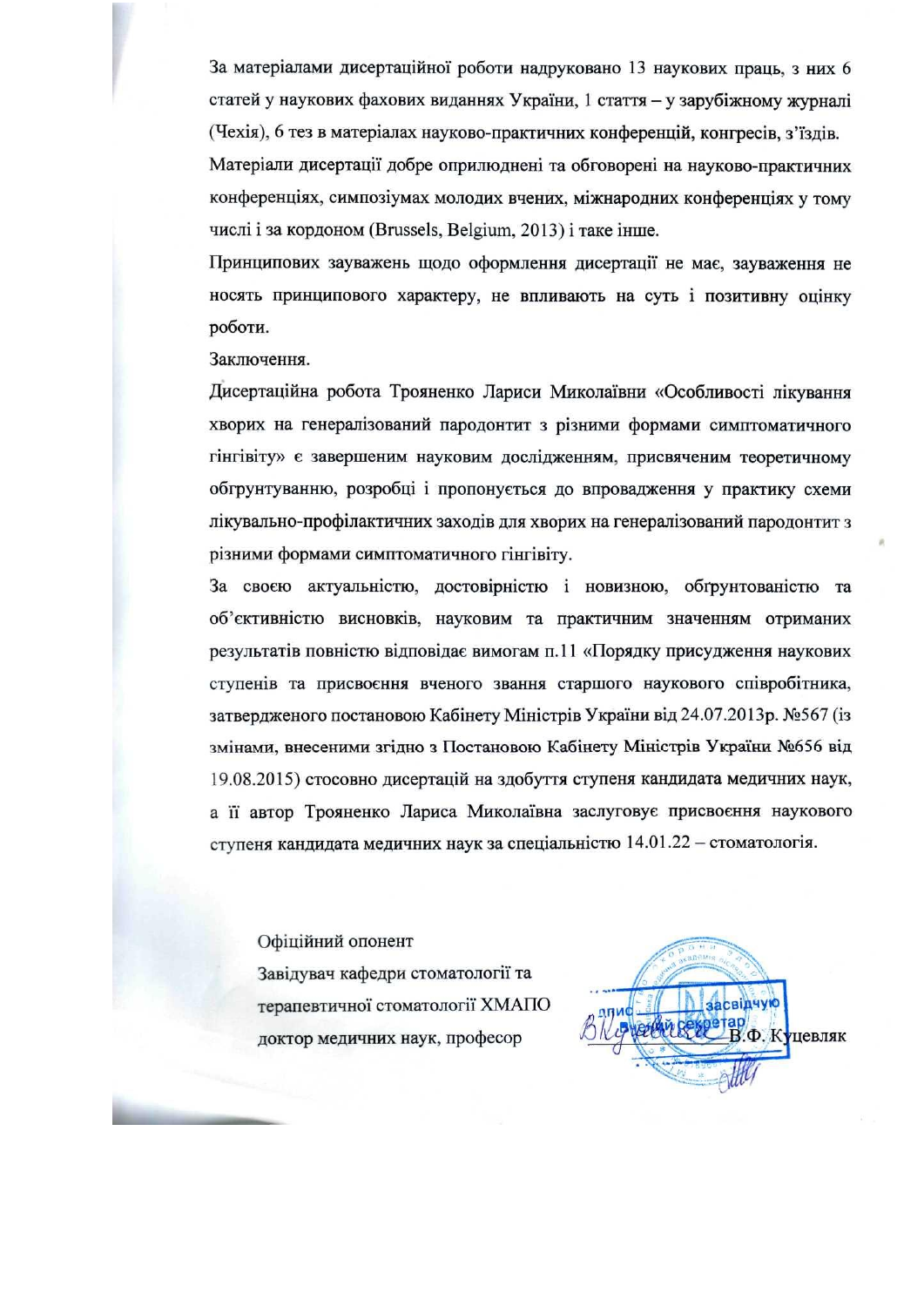За матеріалами дисертаційної роботи надруковано 13 наукових праць, з них 6 статей у наукових фахових виданнях України, 1 стаття – у зарубіжному журналі (Чехія), 6 тез в матеріалах науково-практичних конференцій, конгресів, з'їздів.

Матеріали дисертації добре оприлюднені та обговорені на науково-практичних конференціях, симпозіумах молодих вчених, міжнародних конференціях у тому числі і за кордоном (Brussels, Belgium, 2013) і таке інше.

Принципових зауважень щодо оформлення дисертації не має, зауваження не носять принципового характеру, не впливають на суть і позитивну оцінку роботи.

Заключення.

Дисертаційна робота Трояненко Лариси Миколаївни «Особливості лікування хворих на генералізований пародонтит з різними формами симптоматичного гінгівіту» є завершеним науковим дослідженням, присвяченим теоретичному обґрунтуванню, розробці і пропонується до впровадження у практику схеми лікувально-профілактичних заходів для хворих на генералізований пародонтит з різними формами симптоматичного гінгівіту.

За своєю актуальністю, достовірністю і новизною, обґрунтованістю та об'єктивністю висновків, науковим та практичним значенням отриманих результатів повністю відповідає вимогам п.11 «Порядку присудження наукових ступенів та присвоєння вченого звання старшого наукового співробітника, затвердженого постановою Кабінету Міністрів України від 24.07.2013р. №567 (із змінами, внесеними згідно з Постановою Кабінету Міністрів України №656 від 19.08.2015) стосовно дисертацій на здобуття ступеня кандидата медичних наук, а її автор Трояненко Лариса Миколаївна заслуговує присвоєння наукового ступеня кандидата медичних наук за спеціальністю 14.01.22 – стоматологія.

Офіційний опонент
Завідувач кафедри стоматології та терапевтичної стоматології ХМАПО
доктор медичних наук, професор В.Ф. Куцевляк

Підпис засвідчую
Вчений секретар